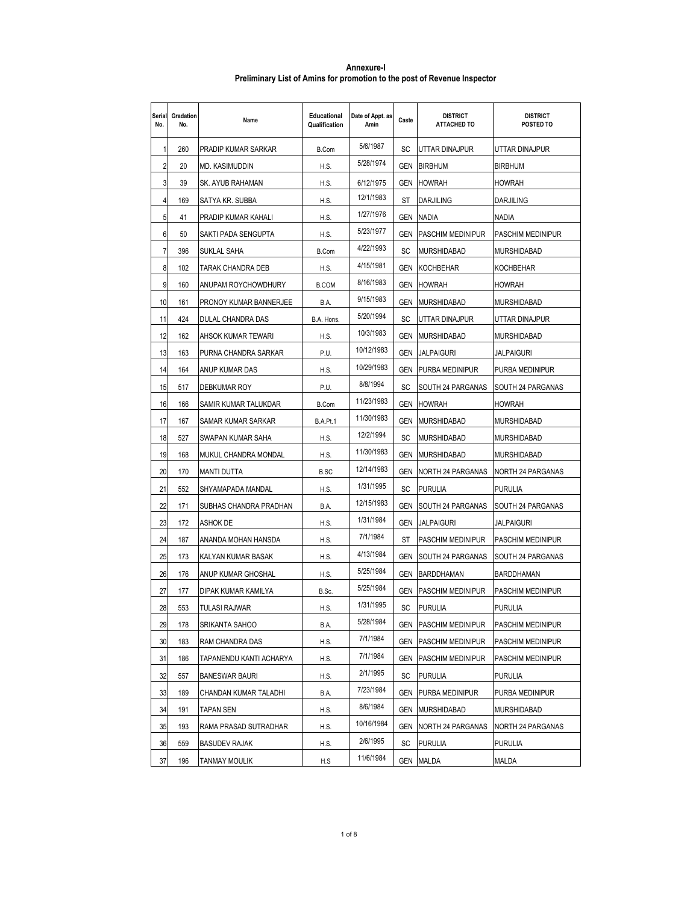**Annexure-I**

**Preliminary List of Amins for promotion to the post of Revenue Inspector**

| Serial No. | Gradation No. | Name | Educational Qualification | Date of Appt. as Amin | Caste | DISTRICT ATTACHED TO | DISTRICT POSTED TO |
|---|---|---|---|---|---|---|---|
| 1 | 260 | PRADIP KUMAR SARKAR | B.Com | 5/6/1987 | SC | UTTAR DINAJPUR | UTTAR DINAJPUR |
| 2 | 20 | MD. KASIMUDDIN | H.S. | 5/28/1974 | GEN | BIRBHUM | BIRBHUM |
| 3 | 39 | SK. AYUB RAHAMAN | H.S. | 6/12/1975 | GEN | HOWRAH | HOWRAH |
| 4 | 169 | SATYA KR. SUBBA | H.S. | 12/1/1983 | ST | DARJILING | DARJILING |
| 5 | 41 | PRADIP KUMAR KAHALI | H.S. | 1/27/1976 | GEN | NADIA | NADIA |
| 6 | 50 | SAKTI PADA SENGUPTA | H.S. | 5/23/1977 | GEN | PASCHIM MEDINIPUR | PASCHIM MEDINIPUR |
| 7 | 396 | SUKLAL SAHA | B.Com | 4/22/1993 | SC | MURSHIDABAD | MURSHIDABAD |
| 8 | 102 | TARAK CHANDRA DEB | H.S. | 4/15/1981 | GEN | KOCHBEHAR | KOCHBEHAR |
| 9 | 160 | ANUPAM ROYCHOWDHURY | B.COM | 8/16/1983 | GEN | HOWRAH | HOWRAH |
| 10 | 161 | PRONOY KUMAR BANNERJEE | B.A. | 9/15/1983 | GEN | MURSHIDABAD | MURSHIDABAD |
| 11 | 424 | DULAL CHANDRA DAS | B.A. Hons. | 5/20/1994 | SC | UTTAR DINAJPUR | UTTAR DINAJPUR |
| 12 | 162 | AHSOK KUMAR TEWARI | H.S. | 10/3/1983 | GEN | MURSHIDABAD | MURSHIDABAD |
| 13 | 163 | PURNA CHANDRA SARKAR | P.U. | 10/12/1983 | GEN | JALPAIGURI | JALPAIGURI |
| 14 | 164 | ANUP KUMAR DAS | H.S. | 10/29/1983 | GEN | PURBA MEDINIPUR | PURBA MEDINIPUR |
| 15 | 517 | DEBKUMAR ROY | P.U. | 8/8/1994 | SC | SOUTH 24 PARGANAS | SOUTH 24 PARGANAS |
| 16 | 166 | SAMIR KUMAR TALUKDAR | B.Com | 11/23/1983 | GEN | HOWRAH | HOWRAH |
| 17 | 167 | SAMAR KUMAR SARKAR | B.A.Pt.1 | 11/30/1983 | GEN | MURSHIDABAD | MURSHIDABAD |
| 18 | 527 | SWAPAN KUMAR SAHA | H.S. | 12/2/1994 | SC | MURSHIDABAD | MURSHIDABAD |
| 19 | 168 | MUKUL CHANDRA MONDAL | H.S. | 11/30/1983 | GEN | MURSHIDABAD | MURSHIDABAD |
| 20 | 170 | MANTI DUTTA | B.SC | 12/14/1983 | GEN | NORTH 24 PARGANAS | NORTH 24 PARGANAS |
| 21 | 552 | SHYAMAPADA MANDAL | H.S. | 1/31/1995 | SC | PURULIA | PURULIA |
| 22 | 171 | SUBHAS CHANDRA PRADHAN | B.A. | 12/15/1983 | GEN | SOUTH 24 PARGANAS | SOUTH 24 PARGANAS |
| 23 | 172 | ASHOK DE | H.S. | 1/31/1984 | GEN | JALPAIGURI | JALPAIGURI |
| 24 | 187 | ANANDA MOHAN HANSDA | H.S. | 7/1/1984 | ST | PASCHIM MEDINIPUR | PASCHIM MEDINIPUR |
| 25 | 173 | KALYAN KUMAR BASAK | H.S. | 4/13/1984 | GEN | SOUTH 24 PARGANAS | SOUTH 24 PARGANAS |
| 26 | 176 | ANUP KUMAR GHOSHAL | H.S. | 5/25/1984 | GEN | BARDDHAMAN | BARDDHAMAN |
| 27 | 177 | DIPAK KUMAR KAMILYA | B.Sc. | 5/25/1984 | GEN | PASCHIM MEDINIPUR | PASCHIM MEDINIPUR |
| 28 | 553 | TULASI RAJWAR | H.S. | 1/31/1995 | SC | PURULIA | PURULIA |
| 29 | 178 | SRIKANTA SAHOO | B.A. | 5/28/1984 | GEN | PASCHIM MEDINIPUR | PASCHIM MEDINIPUR |
| 30 | 183 | RAM CHANDRA DAS | H.S. | 7/1/1984 | GEN | PASCHIM MEDINIPUR | PASCHIM MEDINIPUR |
| 31 | 186 | TAPANENDU KANTI ACHARYA | H.S. | 7/1/1984 | GEN | PASCHIM MEDINIPUR | PASCHIM MEDINIPUR |
| 32 | 557 | BANESWAR BAURI | H.S. | 2/1/1995 | SC | PURULIA | PURULIA |
| 33 | 189 | CHANDAN KUMAR TALADHI | B.A. | 7/23/1984 | GEN | PURBA MEDINIPUR | PURBA MEDINIPUR |
| 34 | 191 | TAPAN SEN | H.S. | 8/6/1984 | GEN | MURSHIDABAD | MURSHIDABAD |
| 35 | 193 | RAMA PRASAD SUTRADHAR | H.S. | 10/16/1984 | GEN | NORTH 24 PARGANAS | NORTH 24 PARGANAS |
| 36 | 559 | BASUDEV RAJAK | H.S. | 2/6/1995 | SC | PURULIA | PURULIA |
| 37 | 196 | TANMAY MOULIK | H.S | 11/6/1984 | GEN | MALDA | MALDA |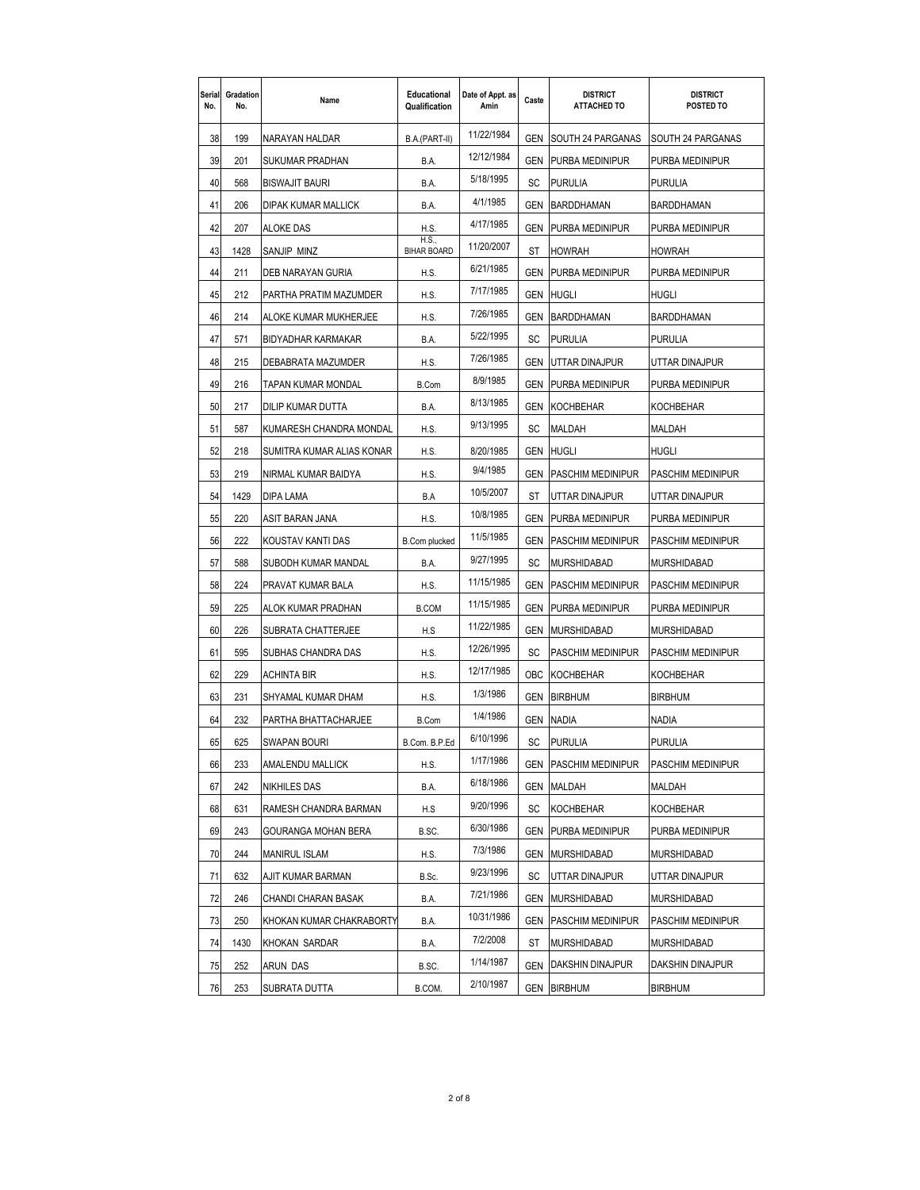| Serial No. | Gradation No. | Name | Educational Qualification | Date of Appt. as Amin | Caste | DISTRICT ATTACHED TO | DISTRICT POSTED TO |
|---|---|---|---|---|---|---|---|
| 38 | 199 | NARAYAN HALDAR | B.A.(PART-II) | 11/22/1984 | GEN | SOUTH 24 PARGANAS | SOUTH 24 PARGANAS |
| 39 | 201 | SUKUMAR PRADHAN | B.A. | 12/12/1984 | GEN | PURBA MEDINIPUR | PURBA MEDINIPUR |
| 40 | 568 | BISWAJIT BAURI | B.A. | 5/18/1995 | SC | PURULIA | PURULIA |
| 41 | 206 | DIPAK KUMAR MALLICK | B.A. | 4/1/1985 | GEN | BARDDHAMAN | BARDDHAMAN |
| 42 | 207 | ALOKE DAS | H.S. | 4/17/1985 | GEN | PURBA MEDINIPUR | PURBA MEDINIPUR |
| 43 | 1428 | SANJIP MINZ | H.S., BIHAR BOARD | 11/20/2007 | ST | HOWRAH | HOWRAH |
| 44 | 211 | DEB NARAYAN GURIA | H.S. | 6/21/1985 | GEN | PURBA MEDINIPUR | PURBA MEDINIPUR |
| 45 | 212 | PARTHA PRATIM MAZUMDER | H.S. | 7/17/1985 | GEN | HUGLI | HUGLI |
| 46 | 214 | ALOKE KUMAR MUKHERJEE | H.S. | 7/26/1985 | GEN | BARDDHAMAN | BARDDHAMAN |
| 47 | 571 | BIDYADHAR KARMAKAR | B.A. | 5/22/1995 | SC | PURULIA | PURULIA |
| 48 | 215 | DEBABRATA MAZUMDER | H.S. | 7/26/1985 | GEN | UTTAR DINAJPUR | UTTAR DINAJPUR |
| 49 | 216 | TAPAN KUMAR MONDAL | B.Com | 8/9/1985 | GEN | PURBA MEDINIPUR | PURBA MEDINIPUR |
| 50 | 217 | DILIP KUMAR DUTTA | B.A. | 8/13/1985 | GEN | KOCHBEHAR | KOCHBEHAR |
| 51 | 587 | KUMARESH CHANDRA MONDAL | H.S. | 9/13/1995 | SC | MALDAH | MALDAH |
| 52 | 218 | SUMITRA KUMAR ALIAS KONAR | H.S. | 8/20/1985 | GEN | HUGLI | HUGLI |
| 53 | 219 | NIRMAL KUMAR BAIDYA | H.S. | 9/4/1985 | GEN | PASCHIM MEDINIPUR | PASCHIM MEDINIPUR |
| 54 | 1429 | DIPA LAMA | B.A | 10/5/2007 | ST | UTTAR DINAJPUR | UTTAR DINAJPUR |
| 55 | 220 | ASIT BARAN JANA | H.S. | 10/8/1985 | GEN | PURBA MEDINIPUR | PURBA MEDINIPUR |
| 56 | 222 | KOUSTAV KANTI DAS | B.Com plucked | 11/5/1985 | GEN | PASCHIM MEDINIPUR | PASCHIM MEDINIPUR |
| 57 | 588 | SUBODH KUMAR MANDAL | B.A. | 9/27/1995 | SC | MURSHIDABAD | MURSHIDABAD |
| 58 | 224 | PRAVAT KUMAR BALA | H.S. | 11/15/1985 | GEN | PASCHIM MEDINIPUR | PASCHIM MEDINIPUR |
| 59 | 225 | ALOK KUMAR PRADHAN | B.COM | 11/15/1985 | GEN | PURBA MEDINIPUR | PURBA MEDINIPUR |
| 60 | 226 | SUBRATA CHATTERJEE | H.S | 11/22/1985 | GEN | MURSHIDABAD | MURSHIDABAD |
| 61 | 595 | SUBHAS CHANDRA DAS | H.S. | 12/26/1995 | SC | PASCHIM MEDINIPUR | PASCHIM MEDINIPUR |
| 62 | 229 | ACHINTA BIR | H.S. | 12/17/1985 | OBC | KOCHBEHAR | KOCHBEHAR |
| 63 | 231 | SHYAMAL KUMAR DHAM | H.S. | 1/3/1986 | GEN | BIRBHUM | BIRBHUM |
| 64 | 232 | PARTHA BHATTACHARJEE | B.Com | 1/4/1986 | GEN | NADIA | NADIA |
| 65 | 625 | SWAPAN BOURI | B.Com. B.P.Ed | 6/10/1996 | SC | PURULIA | PURULIA |
| 66 | 233 | AMALENDU MALLICK | H.S. | 1/17/1986 | GEN | PASCHIM MEDINIPUR | PASCHIM MEDINIPUR |
| 67 | 242 | NIKHILES DAS | B.A. | 6/18/1986 | GEN | MALDAH | MALDAH |
| 68 | 631 | RAMESH CHANDRA BARMAN | H.S | 9/20/1996 | SC | KOCHBEHAR | KOCHBEHAR |
| 69 | 243 | GOURANGA MOHAN BERA | B.SC. | 6/30/1986 | GEN | PURBA MEDINIPUR | PURBA MEDINIPUR |
| 70 | 244 | MANIRUL ISLAM | H.S. | 7/3/1986 | GEN | MURSHIDABAD | MURSHIDABAD |
| 71 | 632 | AJIT KUMAR BARMAN | B.Sc. | 9/23/1996 | SC | UTTAR DINAJPUR | UTTAR DINAJPUR |
| 72 | 246 | CHANDI CHARAN BASAK | B.A. | 7/21/1986 | GEN | MURSHIDABAD | MURSHIDABAD |
| 73 | 250 | KHOKAN KUMAR CHAKRABORTY | B.A. | 10/31/1986 | GEN | PASCHIM MEDINIPUR | PASCHIM MEDINIPUR |
| 74 | 1430 | KHOKAN SARDAR | B.A. | 7/2/2008 | ST | MURSHIDABAD | MURSHIDABAD |
| 75 | 252 | ARUN DAS | B.SC. | 1/14/1987 | GEN | DAKSHIN DINAJPUR | DAKSHIN DINAJPUR |
| 76 | 253 | SUBRATA DUTTA | B.COM. | 2/10/1987 | GEN | BIRBHUM | BIRBHUM |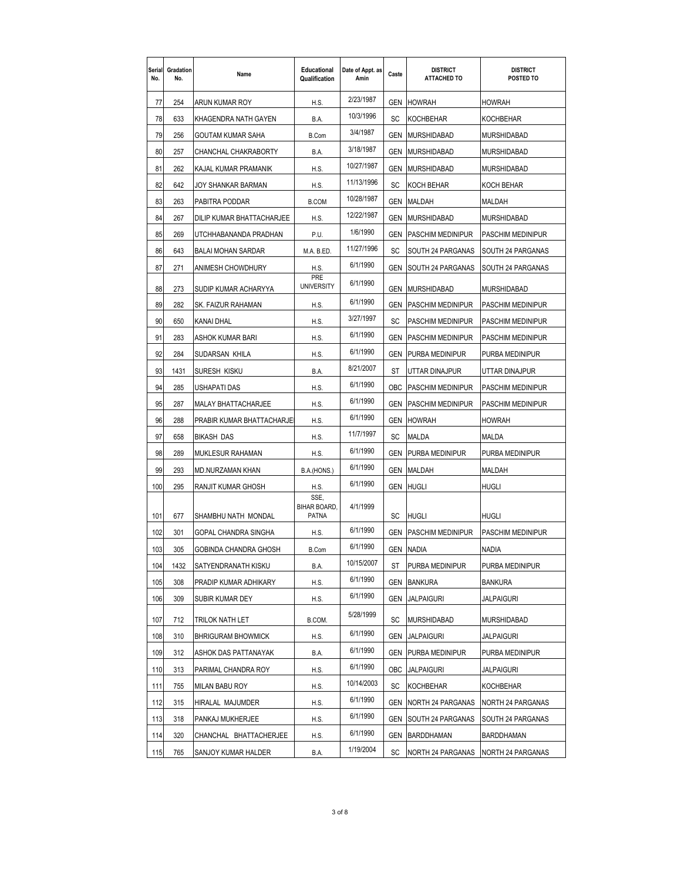| Serial No. | Gradation No. | Name | Educational Qualification | Date of Appt. as Amin | Caste | DISTRICT ATTACHED TO | DISTRICT POSTED TO |
|---|---|---|---|---|---|---|---|
| 77 | 254 | ARUN KUMAR ROY | H.S. | 2/23/1987 | GEN | HOWRAH | HOWRAH |
| 78 | 633 | KHAGENDRA NATH GAYEN | B.A. | 10/3/1996 | SC | KOCHBEHAR | KOCHBEHAR |
| 79 | 256 | GOUTAM KUMAR SAHA | B.Com | 3/4/1987 | GEN | MURSHIDABAD | MURSHIDABAD |
| 80 | 257 | CHANCHAL CHAKRABORTY | B.A. | 3/18/1987 | GEN | MURSHIDABAD | MURSHIDABAD |
| 81 | 262 | KAJAL KUMAR PRAMANIK | H.S. | 10/27/1987 | GEN | MURSHIDABAD | MURSHIDABAD |
| 82 | 642 | JOY SHANKAR BARMAN | H.S. | 11/13/1996 | SC | KOCH BEHAR | KOCH BEHAR |
| 83 | 263 | PABITRA PODDAR | B.COM | 10/28/1987 | GEN | MALDAH | MALDAH |
| 84 | 267 | DILIP KUMAR BHATTACHARJEE | H.S. | 12/22/1987 | GEN | MURSHIDABAD | MURSHIDABAD |
| 85 | 269 | UTCHHABANANDA PRADHAN | P.U. | 1/6/1990 | GEN | PASCHIM MEDINIPUR | PASCHIM MEDINIPUR |
| 86 | 643 | BALAI MOHAN SARDAR | M.A. B.ED. | 11/27/1996 | SC | SOUTH 24 PARGANAS | SOUTH 24 PARGANAS |
| 87 | 271 | ANIMESH CHOWDHURY | H.S. | 6/1/1990 | GEN | SOUTH 24 PARGANAS | SOUTH 24 PARGANAS |
| 88 | 273 | SUDIP KUMAR ACHARYYA | PRE UNIVERSITY | 6/1/1990 | GEN | MURSHIDABAD | MURSHIDABAD |
| 89 | 282 | SK. FAIZUR RAHAMAN | H.S. | 6/1/1990 | GEN | PASCHIM MEDINIPUR | PASCHIM MEDINIPUR |
| 90 | 650 | KANAI DHAL | H.S. | 3/27/1997 | SC | PASCHIM MEDINIPUR | PASCHIM MEDINIPUR |
| 91 | 283 | ASHOK KUMAR BARI | H.S. | 6/1/1990 | GEN | PASCHIM MEDINIPUR | PASCHIM MEDINIPUR |
| 92 | 284 | SUDARSAN KHILA | H.S. | 6/1/1990 | GEN | PURBA MEDINIPUR | PURBA MEDINIPUR |
| 93 | 1431 | SURESH KISKU | B.A. | 8/21/2007 | ST | UTTAR DINAJPUR | UTTAR DINAJPUR |
| 94 | 285 | USHAPATI DAS | H.S. | 6/1/1990 | OBC | PASCHIM MEDINIPUR | PASCHIM MEDINIPUR |
| 95 | 287 | MALAY BHATTACHARJEE | H.S. | 6/1/1990 | GEN | PASCHIM MEDINIPUR | PASCHIM MEDINIPUR |
| 96 | 288 | PRABIR KUMAR BHATTACHARJEI | H.S. | 6/1/1990 | GEN | HOWRAH | HOWRAH |
| 97 | 658 | BIKASH DAS | H.S. | 11/7/1997 | SC | MALDA | MALDA |
| 98 | 289 | MUKLESUR RAHAMAN | H.S. | 6/1/1990 | GEN | PURBA MEDINIPUR | PURBA MEDINIPUR |
| 99 | 293 | MD.NURZAMAN KHAN | B.A.(HONS.) | 6/1/1990 | GEN | MALDAH | MALDAH |
| 100 | 295 | RANJIT KUMAR GHOSH | H.S. | 6/1/1990 | GEN | HUGLI | HUGLI |
| 101 | 677 | SHAMBHU NATH MONDAL | SSE, BIHAR BOARD, PATNA | 4/1/1999 | SC | HUGLI | HUGLI |
| 102 | 301 | GOPAL CHANDRA SINGHA | H.S. | 6/1/1990 | GEN | PASCHIM MEDINIPUR | PASCHIM MEDINIPUR |
| 103 | 305 | GOBINDA CHANDRA GHOSH | B.Com | 6/1/1990 | GEN | NADIA | NADIA |
| 104 | 1432 | SATYENDRANATH KISKU | B.A. | 10/15/2007 | ST | PURBA MEDINIPUR | PURBA MEDINIPUR |
| 105 | 308 | PRADIP KUMAR ADHIKARY | H.S. | 6/1/1990 | GEN | BANKURA | BANKURA |
| 106 | 309 | SUBIR KUMAR DEY | H.S. | 6/1/1990 | GEN | JALPAIGURI | JALPAIGURI |
| 107 | 712 | TRILOK NATH LET | B.COM. | 5/28/1999 | SC | MURSHIDABAD | MURSHIDABAD |
| 108 | 310 | BHRIGURAM BHOWMICK | H.S. | 6/1/1990 | GEN | JALPAIGURI | JALPAIGURI |
| 109 | 312 | ASHOK DAS PATTANAYAK | B.A. | 6/1/1990 | GEN | PURBA MEDINIPUR | PURBA MEDINIPUR |
| 110 | 313 | PARIMAL CHANDRA ROY | H.S. | 6/1/1990 | OBC | JALPAIGURI | JALPAIGURI |
| 111 | 755 | MILAN BABU ROY | H.S. | 10/14/2003 | SC | KOCHBEHAR | KOCHBEHAR |
| 112 | 315 | HIRALAL MAJUMDER | H.S. | 6/1/1990 | GEN | NORTH 24 PARGANAS | NORTH 24 PARGANAS |
| 113 | 318 | PANKAJ MUKHERJEE | H.S. | 6/1/1990 | GEN | SOUTH 24 PARGANAS | SOUTH 24 PARGANAS |
| 114 | 320 | CHANCHAL BHATTACHERJEE | H.S. | 6/1/1990 | GEN | BARDDHAMAN | BARDDHAMAN |
| 115 | 765 | SANJOY KUMAR HALDER | B.A. | 1/19/2004 | SC | NORTH 24 PARGANAS | NORTH 24 PARGANAS |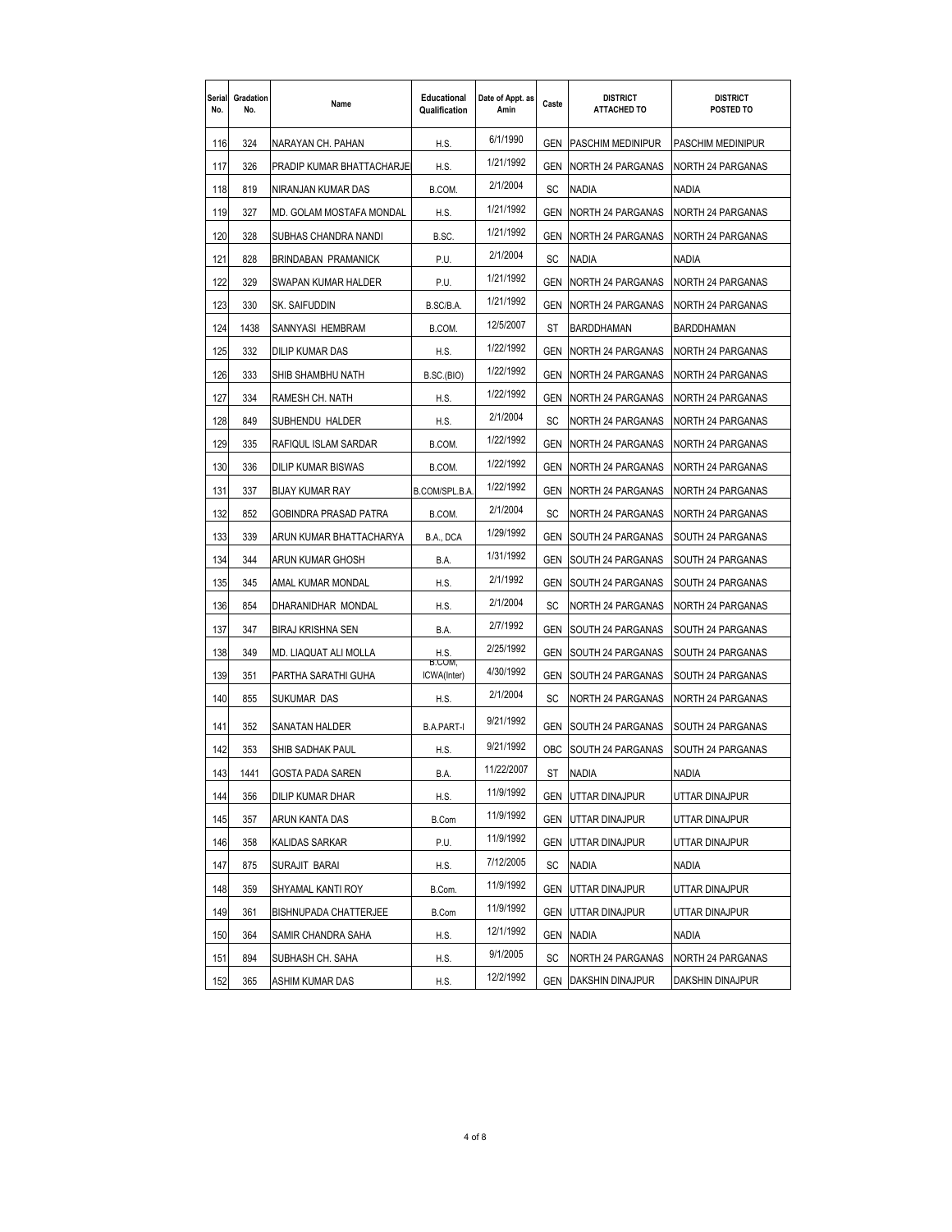| Serial No. | Gradation No. | Name | Educational Qualification | Date of Appt. as Amin | Caste | DISTRICT ATTACHED TO | DISTRICT POSTED TO |
|---|---|---|---|---|---|---|---|
| 116 | 324 | NARAYAN CH. PAHAN | H.S. | 6/1/1990 | GEN | PASCHIM MEDINIPUR | PASCHIM MEDINIPUR |
| 117 | 326 | PRADIP KUMAR BHATTACHARJE | H.S. | 1/21/1992 | GEN | NORTH 24 PARGANAS | NORTH 24 PARGANAS |
| 118 | 819 | NIRANJAN KUMAR DAS | B.COM. | 2/1/2004 | SC | NADIA | NADIA |
| 119 | 327 | MD. GOLAM MOSTAFA MONDAL | H.S. | 1/21/1992 | GEN | NORTH 24 PARGANAS | NORTH 24 PARGANAS |
| 120 | 328 | SUBHAS CHANDRA NANDI | B.SC. | 1/21/1992 | GEN | NORTH 24 PARGANAS | NORTH 24 PARGANAS |
| 121 | 828 | BRINDABAN PRAMANICK | P.U. | 2/1/2004 | SC | NADIA | NADIA |
| 122 | 329 | SWAPAN KUMAR HALDER | P.U. | 1/21/1992 | GEN | NORTH 24 PARGANAS | NORTH 24 PARGANAS |
| 123 | 330 | SK. SAIFUDDIN | B.SC/B.A. | 1/21/1992 | GEN | NORTH 24 PARGANAS | NORTH 24 PARGANAS |
| 124 | 1438 | SANNYASI HEMBRAM | B.COM. | 12/5/2007 | ST | BARDDHAMAN | BARDDHAMAN |
| 125 | 332 | DILIP KUMAR DAS | H.S. | 1/22/1992 | GEN | NORTH 24 PARGANAS | NORTH 24 PARGANAS |
| 126 | 333 | SHIB SHAMBHU NATH | B.SC.(BIO) | 1/22/1992 | GEN | NORTH 24 PARGANAS | NORTH 24 PARGANAS |
| 127 | 334 | RAMESH CH. NATH | H.S. | 1/22/1992 | GEN | NORTH 24 PARGANAS | NORTH 24 PARGANAS |
| 128 | 849 | SUBHENDU HALDER | H.S. | 2/1/2004 | SC | NORTH 24 PARGANAS | NORTH 24 PARGANAS |
| 129 | 335 | RAFIQUL ISLAM SARDAR | B.COM. | 1/22/1992 | GEN | NORTH 24 PARGANAS | NORTH 24 PARGANAS |
| 130 | 336 | DILIP KUMAR BISWAS | B.COM. | 1/22/1992 | GEN | NORTH 24 PARGANAS | NORTH 24 PARGANAS |
| 131 | 337 | BIJAY KUMAR RAY | B.COM/SPL.B.A. | 1/22/1992 | GEN | NORTH 24 PARGANAS | NORTH 24 PARGANAS |
| 132 | 852 | GOBINDRA PRASAD PATRA | B.COM. | 2/1/2004 | SC | NORTH 24 PARGANAS | NORTH 24 PARGANAS |
| 133 | 339 | ARUN KUMAR BHATTACHARYA | B.A., DCA | 1/29/1992 | GEN | SOUTH 24 PARGANAS | SOUTH 24 PARGANAS |
| 134 | 344 | ARUN KUMAR GHOSH | B.A. | 1/31/1992 | GEN | SOUTH 24 PARGANAS | SOUTH 24 PARGANAS |
| 135 | 345 | AMAL KUMAR MONDAL | H.S. | 2/1/1992 | GEN | SOUTH 24 PARGANAS | SOUTH 24 PARGANAS |
| 136 | 854 | DHARANIDHAR MONDAL | H.S. | 2/1/2004 | SC | NORTH 24 PARGANAS | NORTH 24 PARGANAS |
| 137 | 347 | BIRAJ KRISHNA SEN | B.A. | 2/7/1992 | GEN | SOUTH 24 PARGANAS | SOUTH 24 PARGANAS |
| 138 | 349 | MD. LIAQUAT ALI MOLLA | H.S. | 2/25/1992 | GEN | SOUTH 24 PARGANAS | SOUTH 24 PARGANAS |
| 139 | 351 | PARTHA SARATHI GUHA | B.COM, ICWA(Inter) | 4/30/1992 | GEN | SOUTH 24 PARGANAS | SOUTH 24 PARGANAS |
| 140 | 855 | SUKUMAR DAS | H.S. | 2/1/2004 | SC | NORTH 24 PARGANAS | NORTH 24 PARGANAS |
| 141 | 352 | SANATAN HALDER | B.A.PART-I | 9/21/1992 | GEN | SOUTH 24 PARGANAS | SOUTH 24 PARGANAS |
| 142 | 353 | SHIB SADHAK PAUL | H.S. | 9/21/1992 | OBC | SOUTH 24 PARGANAS | SOUTH 24 PARGANAS |
| 143 | 1441 | GOSTA PADA SAREN | B.A. | 11/22/2007 | ST | NADIA | NADIA |
| 144 | 356 | DILIP KUMAR DHAR | H.S. | 11/9/1992 | GEN | UTTAR DINAJPUR | UTTAR DINAJPUR |
| 145 | 357 | ARUN KANTA DAS | B.Com | 11/9/1992 | GEN | UTTAR DINAJPUR | UTTAR DINAJPUR |
| 146 | 358 | KALIDAS SARKAR | P.U. | 11/9/1992 | GEN | UTTAR DINAJPUR | UTTAR DINAJPUR |
| 147 | 875 | SURAJIT BARAI | H.S. | 7/12/2005 | SC | NADIA | NADIA |
| 148 | 359 | SHYAMAL KANTI ROY | B.Com. | 11/9/1992 | GEN | UTTAR DINAJPUR | UTTAR DINAJPUR |
| 149 | 361 | BISHNUPADA CHATTERJEE | B.Com | 11/9/1992 | GEN | UTTAR DINAJPUR | UTTAR DINAJPUR |
| 150 | 364 | SAMIR CHANDRA SAHA | H.S. | 12/1/1992 | GEN | NADIA | NADIA |
| 151 | 894 | SUBHASH CH. SAHA | H.S. | 9/1/2005 | SC | NORTH 24 PARGANAS | NORTH 24 PARGANAS |
| 152 | 365 | ASHIM KUMAR DAS | H.S. | 12/2/1992 | GEN | DAKSHIN DINAJPUR | DAKSHIN DINAJPUR |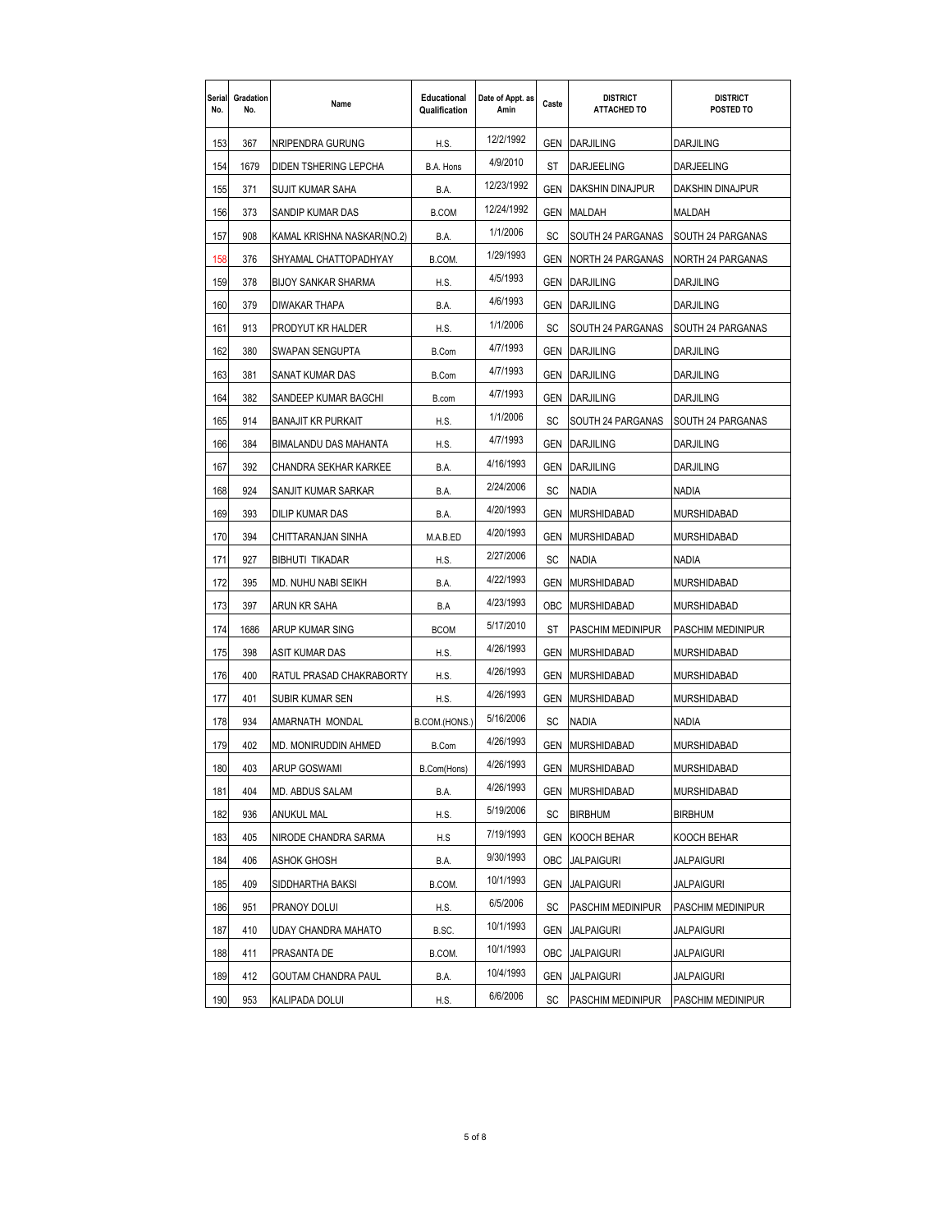| Serial No. | Gradation No. | Name | Educational Qualification | Date of Appt. as Amin | Caste | DISTRICT ATTACHED TO | DISTRICT POSTED TO |
|---|---|---|---|---|---|---|---|
| 153 | 367 | NRIPENDRA GURUNG | H.S. | 12/2/1992 | GEN | DARJILING | DARJILING |
| 154 | 1679 | DIDEN TSHERING LEPCHA | B.A. Hons | 4/9/2010 | ST | DARJEELING | DARJEELING |
| 155 | 371 | SUJIT KUMAR SAHA | B.A. | 12/23/1992 | GEN | DAKSHIN DINAJPUR | DAKSHIN DINAJPUR |
| 156 | 373 | SANDIP KUMAR DAS | B.COM | 12/24/1992 | GEN | MALDAH | MALDAH |
| 157 | 908 | KAMAL KRISHNA NASKAR(NO.2) | B.A. | 1/1/2006 | SC | SOUTH 24 PARGANAS | SOUTH 24 PARGANAS |
| 158 | 376 | SHYAMAL CHATTOPADHYAY | B.COM. | 1/29/1993 | GEN | NORTH 24 PARGANAS | NORTH 24 PARGANAS |
| 159 | 378 | BIJOY SANKAR SHARMA | H.S. | 4/5/1993 | GEN | DARJILING | DARJILING |
| 160 | 379 | DIWAKAR THAPA | B.A. | 4/6/1993 | GEN | DARJILING | DARJILING |
| 161 | 913 | PRODYUT KR HALDER | H.S. | 1/1/2006 | SC | SOUTH 24 PARGANAS | SOUTH 24 PARGANAS |
| 162 | 380 | SWAPAN SENGUPTA | B.Com | 4/7/1993 | GEN | DARJILING | DARJILING |
| 163 | 381 | SANAT KUMAR DAS | B.Com | 4/7/1993 | GEN | DARJILING | DARJILING |
| 164 | 382 | SANDEEP KUMAR BAGCHI | B.com | 4/7/1993 | GEN | DARJILING | DARJILING |
| 165 | 914 | BANAJIT KR PURKAIT | H.S. | 1/1/2006 | SC | SOUTH 24 PARGANAS | SOUTH 24 PARGANAS |
| 166 | 384 | BIMALANDU DAS MAHANTA | H.S. | 4/7/1993 | GEN | DARJILING | DARJILING |
| 167 | 392 | CHANDRA SEKHAR KARKEE | B.A. | 4/16/1993 | GEN | DARJILING | DARJILING |
| 168 | 924 | SANJIT KUMAR SARKAR | B.A. | 2/24/2006 | SC | NADIA | NADIA |
| 169 | 393 | DILIP KUMAR DAS | B.A. | 4/20/1993 | GEN | MURSHIDABAD | MURSHIDABAD |
| 170 | 394 | CHITTARANJAN SINHA | M.A.B.ED | 4/20/1993 | GEN | MURSHIDABAD | MURSHIDABAD |
| 171 | 927 | BIBHUTI TIKADAR | H.S. | 2/27/2006 | SC | NADIA | NADIA |
| 172 | 395 | MD. NUHU NABI SEIKH | B.A. | 4/22/1993 | GEN | MURSHIDABAD | MURSHIDABAD |
| 173 | 397 | ARUN KR SAHA | B.A | 4/23/1993 | OBC | MURSHIDABAD | MURSHIDABAD |
| 174 | 1686 | ARUP KUMAR SING | BCOM | 5/17/2010 | ST | PASCHIM MEDINIPUR | PASCHIM MEDINIPUR |
| 175 | 398 | ASIT KUMAR DAS | H.S. | 4/26/1993 | GEN | MURSHIDABAD | MURSHIDABAD |
| 176 | 400 | RATUL PRASAD CHAKRABORTY | H.S. | 4/26/1993 | GEN | MURSHIDABAD | MURSHIDABAD |
| 177 | 401 | SUBIR KUMAR SEN | H.S. | 4/26/1993 | GEN | MURSHIDABAD | MURSHIDABAD |
| 178 | 934 | AMARNATH MONDAL | B.COM.(HONS.) | 5/16/2006 | SC | NADIA | NADIA |
| 179 | 402 | MD. MONIRUDDIN AHMED | B.Com | 4/26/1993 | GEN | MURSHIDABAD | MURSHIDABAD |
| 180 | 403 | ARUP GOSWAMI | B.Com(Hons) | 4/26/1993 | GEN | MURSHIDABAD | MURSHIDABAD |
| 181 | 404 | MD. ABDUS SALAM | B.A. | 4/26/1993 | GEN | MURSHIDABAD | MURSHIDABAD |
| 182 | 936 | ANUKUL MAL | H.S. | 5/19/2006 | SC | BIRBHUM | BIRBHUM |
| 183 | 405 | NIRODE CHANDRA SARMA | H.S | 7/19/1993 | GEN | KOOCH BEHAR | KOOCH BEHAR |
| 184 | 406 | ASHOK GHOSH | B.A. | 9/30/1993 | OBC | JALPAIGURI | JALPAIGURI |
| 185 | 409 | SIDDHARTHA BAKSI | B.COM. | 10/1/1993 | GEN | JALPAIGURI | JALPAIGURI |
| 186 | 951 | PRANOY DOLUI | H.S. | 6/5/2006 | SC | PASCHIM MEDINIPUR | PASCHIM MEDINIPUR |
| 187 | 410 | UDAY CHANDRA MAHATO | B.SC. | 10/1/1993 | GEN | JALPAIGURI | JALPAIGURI |
| 188 | 411 | PRASANTA DE | B.COM. | 10/1/1993 | OBC | JALPAIGURI | JALPAIGURI |
| 189 | 412 | GOUTAM CHANDRA PAUL | B.A. | 10/4/1993 | GEN | JALPAIGURI | JALPAIGURI |
| 190 | 953 | KALIPADA DOLUI | H.S. | 6/6/2006 | SC | PASCHIM MEDINIPUR | PASCHIM MEDINIPUR |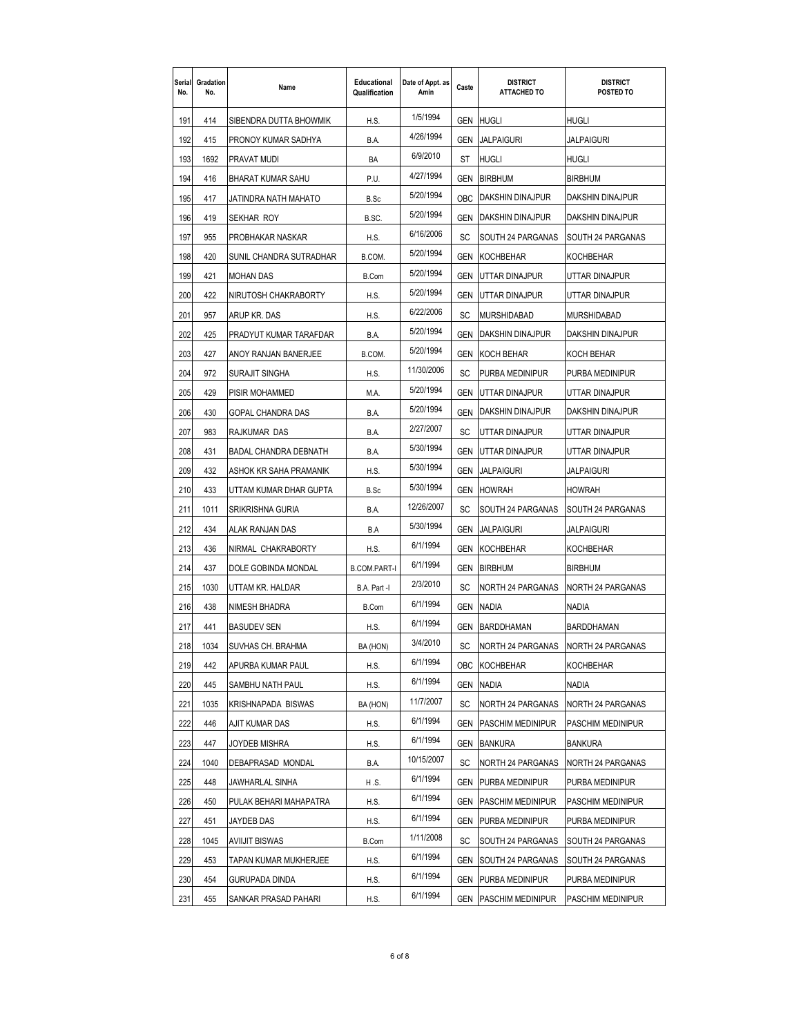| Serial No. | Gradation No. | Name | Educational Qualification | Date of Appt. as Amin | Caste | DISTRICT ATTACHED TO | DISTRICT POSTED TO |
|---|---|---|---|---|---|---|---|
| 191 | 414 | SIBENDRA DUTTA BHOWMIK | H.S. | 1/5/1994 | GEN | HUGLI | HUGLI |
| 192 | 415 | PRONOY KUMAR SADHYA | B.A. | 4/26/1994 | GEN | JALPAIGURI | JALPAIGURI |
| 193 | 1692 | PRAVAT MUDI | BA | 6/9/2010 | ST | HUGLI | HUGLI |
| 194 | 416 | BHARAT KUMAR SAHU | P.U. | 4/27/1994 | GEN | BIRBHUM | BIRBHUM |
| 195 | 417 | JATINDRA NATH MAHATO | B.Sc | 5/20/1994 | OBC | DAKSHIN DINAJPUR | DAKSHIN DINAJPUR |
| 196 | 419 | SEKHAR ROY | B.SC. | 5/20/1994 | GEN | DAKSHIN DINAJPUR | DAKSHIN DINAJPUR |
| 197 | 955 | PROBHAKAR NASKAR | H.S. | 6/16/2006 | SC | SOUTH 24 PARGANAS | SOUTH 24 PARGANAS |
| 198 | 420 | SUNIL CHANDRA SUTRADHAR | B.COM. | 5/20/1994 | GEN | KOCHBEHAR | KOCHBEHAR |
| 199 | 421 | MOHAN DAS | B.Com | 5/20/1994 | GEN | UTTAR DINAJPUR | UTTAR DINAJPUR |
| 200 | 422 | NIRUTOSH CHAKRABORTY | H.S. | 5/20/1994 | GEN | UTTAR DINAJPUR | UTTAR DINAJPUR |
| 201 | 957 | ARUP KR. DAS | H.S. | 6/22/2006 | SC | MURSHIDABAD | MURSHIDABAD |
| 202 | 425 | PRADYUT KUMAR TARAFDAR | B.A. | 5/20/1994 | GEN | DAKSHIN DINAJPUR | DAKSHIN DINAJPUR |
| 203 | 427 | ANOY RANJAN BANERJEE | B.COM. | 5/20/1994 | GEN | KOCH BEHAR | KOCH BEHAR |
| 204 | 972 | SURAJIT SINGHA | H.S. | 11/30/2006 | SC | PURBA MEDINIPUR | PURBA MEDINIPUR |
| 205 | 429 | PISIR MOHAMMED | M.A. | 5/20/1994 | GEN | UTTAR DINAJPUR | UTTAR DINAJPUR |
| 206 | 430 | GOPAL CHANDRA DAS | B.A. | 5/20/1994 | GEN | DAKSHIN DINAJPUR | DAKSHIN DINAJPUR |
| 207 | 983 | RAJKUMAR DAS | B.A. | 2/27/2007 | SC | UTTAR DINAJPUR | UTTAR DINAJPUR |
| 208 | 431 | BADAL CHANDRA DEBNATH | B.A. | 5/30/1994 | GEN | UTTAR DINAJPUR | UTTAR DINAJPUR |
| 209 | 432 | ASHOK KR SAHA PRAMANIK | H.S. | 5/30/1994 | GEN | JALPAIGURI | JALPAIGURI |
| 210 | 433 | UTTAM KUMAR DHAR GUPTA | B.Sc | 5/30/1994 | GEN | HOWRAH | HOWRAH |
| 211 | 1011 | SRIKRISHNA GURIA | B.A. | 12/26/2007 | SC | SOUTH 24 PARGANAS | SOUTH 24 PARGANAS |
| 212 | 434 | ALAK RANJAN DAS | B.A | 5/30/1994 | GEN | JALPAIGURI | JALPAIGURI |
| 213 | 436 | NIRMAL CHAKRABORTY | H.S. | 6/1/1994 | GEN | KOCHBEHAR | KOCHBEHAR |
| 214 | 437 | DOLE GOBINDA MONDAL | B.COM.PART-I | 6/1/1994 | GEN | BIRBHUM | BIRBHUM |
| 215 | 1030 | UTTAM KR. HALDAR | B.A. Part -I | 2/3/2010 | SC | NORTH 24 PARGANAS | NORTH 24 PARGANAS |
| 216 | 438 | NIMESH BHADRA | B.Com | 6/1/1994 | GEN | NADIA | NADIA |
| 217 | 441 | BASUDEV SEN | H.S. | 6/1/1994 | GEN | BARDDHAMAN | BARDDHAMAN |
| 218 | 1034 | SUVHAS CH. BRAHMA | BA (HON) | 3/4/2010 | SC | NORTH 24 PARGANAS | NORTH 24 PARGANAS |
| 219 | 442 | APURBA KUMAR PAUL | H.S. | 6/1/1994 | OBC | KOCHBEHAR | KOCHBEHAR |
| 220 | 445 | SAMBHU NATH PAUL | H.S. | 6/1/1994 | GEN | NADIA | NADIA |
| 221 | 1035 | KRISHNAPADA BISWAS | BA (HON) | 11/7/2007 | SC | NORTH 24 PARGANAS | NORTH 24 PARGANAS |
| 222 | 446 | AJIT KUMAR DAS | H.S. | 6/1/1994 | GEN | PASCHIM MEDINIPUR | PASCHIM MEDINIPUR |
| 223 | 447 | JOYDEB MISHRA | H.S. | 6/1/1994 | GEN | BANKURA | BANKURA |
| 224 | 1040 | DEBAPRASAD MONDAL | B.A. | 10/15/2007 | SC | NORTH 24 PARGANAS | NORTH 24 PARGANAS |
| 225 | 448 | JAWHARLAL SINHA | H .S. | 6/1/1994 | GEN | PURBA MEDINIPUR | PURBA MEDINIPUR |
| 226 | 450 | PULAK BEHARI MAHAPATRA | H.S. | 6/1/1994 | GEN | PASCHIM MEDINIPUR | PASCHIM MEDINIPUR |
| 227 | 451 | JAYDEB DAS | H.S. | 6/1/1994 | GEN | PURBA MEDINIPUR | PURBA MEDINIPUR |
| 228 | 1045 | AVIIJIT BISWAS | B.Com | 1/11/2008 | SC | SOUTH 24 PARGANAS | SOUTH 24 PARGANAS |
| 229 | 453 | TAPAN KUMAR MUKHERJEE | H.S. | 6/1/1994 | GEN | SOUTH 24 PARGANAS | SOUTH 24 PARGANAS |
| 230 | 454 | GURUPADA DINDA | H.S. | 6/1/1994 | GEN | PURBA MEDINIPUR | PURBA MEDINIPUR |
| 231 | 455 | SANKAR PRASAD PAHARI | H.S. | 6/1/1994 | GEN | PASCHIM MEDINIPUR | PASCHIM MEDINIPUR |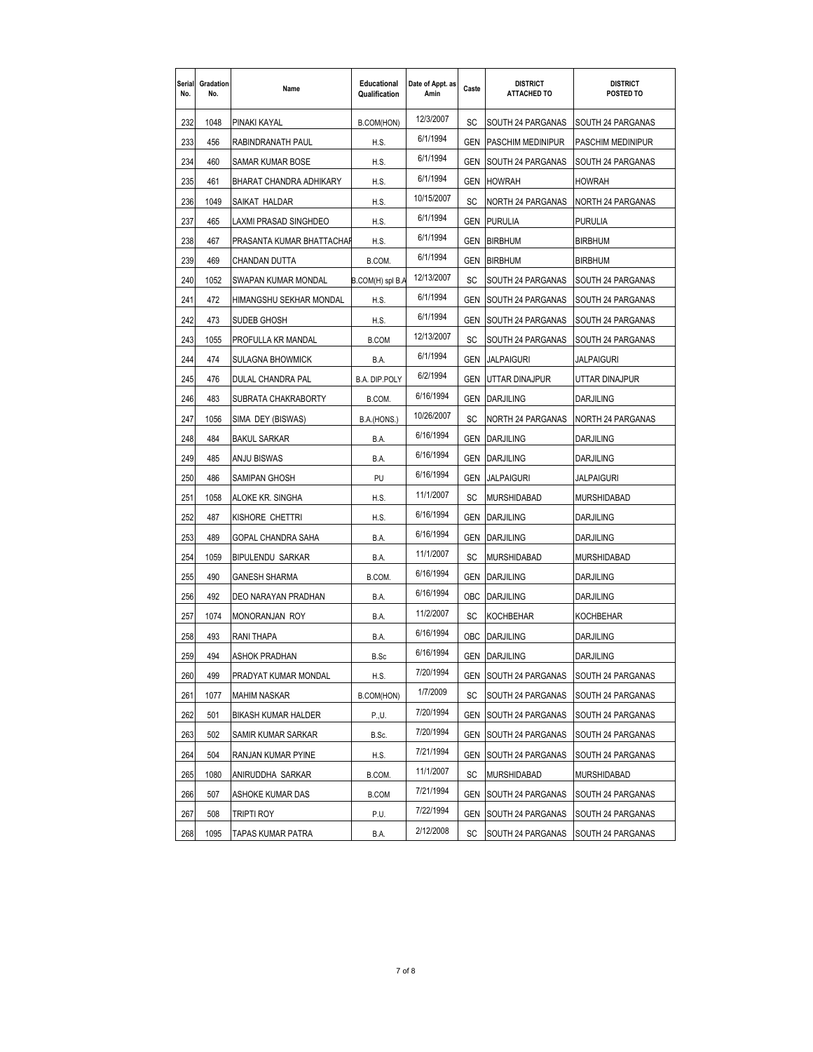| Serial No. | Gradation No. | Name | Educational Qualification | Date of Appt. as Amin | Caste | DISTRICT ATTACHED TO | DISTRICT POSTED TO |
|---|---|---|---|---|---|---|---|
| 232 | 1048 | PINAKI KAYAL | B.COM(HON) | 12/3/2007 | SC | SOUTH 24 PARGANAS | SOUTH 24 PARGANAS |
| 233 | 456 | RABINDRANATH PAUL | H.S. | 6/1/1994 | GEN | PASCHIM MEDINIPUR | PASCHIM MEDINIPUR |
| 234 | 460 | SAMAR KUMAR BOSE | H.S. | 6/1/1994 | GEN | SOUTH 24 PARGANAS | SOUTH 24 PARGANAS |
| 235 | 461 | BHARAT CHANDRA ADHIKARY | H.S. | 6/1/1994 | GEN | HOWRAH | HOWRAH |
| 236 | 1049 | SAIKAT HALDAR | H.S. | 10/15/2007 | SC | NORTH 24 PARGANAS | NORTH 24 PARGANAS |
| 237 | 465 | LAXMI PRASAD SINGHDEO | H.S. | 6/1/1994 | GEN | PURULIA | PURULIA |
| 238 | 467 | PRASANTA KUMAR BHATTACHAF | H.S. | 6/1/1994 | GEN | BIRBHUM | BIRBHUM |
| 239 | 469 | CHANDAN DUTTA | B.COM. | 6/1/1994 | GEN | BIRBHUM | BIRBHUM |
| 240 | 1052 | SWAPAN KUMAR MONDAL | B.COM(H) spl B.A | 12/13/2007 | SC | SOUTH 24 PARGANAS | SOUTH 24 PARGANAS |
| 241 | 472 | HIMANGSHU SEKHAR MONDAL | H.S. | 6/1/1994 | GEN | SOUTH 24 PARGANAS | SOUTH 24 PARGANAS |
| 242 | 473 | SUDEB GHOSH | H.S. | 6/1/1994 | GEN | SOUTH 24 PARGANAS | SOUTH 24 PARGANAS |
| 243 | 1055 | PROFULLA KR MANDAL | B.COM | 12/13/2007 | SC | SOUTH 24 PARGANAS | SOUTH 24 PARGANAS |
| 244 | 474 | SULAGNA BHOWMICK | B.A. | 6/1/1994 | GEN | JALPAIGURI | JALPAIGURI |
| 245 | 476 | DULAL CHANDRA PAL | B.A. DIP.POLY | 6/2/1994 | GEN | UTTAR DINAJPUR | UTTAR DINAJPUR |
| 246 | 483 | SUBRATA CHAKRABORTY | B.COM. | 6/16/1994 | GEN | DARJILING | DARJILING |
| 247 | 1056 | SIMA DEY (BISWAS) | B.A.(HONS.) | 10/26/2007 | SC | NORTH 24 PARGANAS | NORTH 24 PARGANAS |
| 248 | 484 | BAKUL SARKAR | B.A. | 6/16/1994 | GEN | DARJILING | DARJILING |
| 249 | 485 | ANJU BISWAS | B.A. | 6/16/1994 | GEN | DARJILING | DARJILING |
| 250 | 486 | SAMIPAN GHOSH | PU | 6/16/1994 | GEN | JALPAIGURI | JALPAIGURI |
| 251 | 1058 | ALOKE KR. SINGHA | H.S. | 11/1/2007 | SC | MURSHIDABAD | MURSHIDABAD |
| 252 | 487 | KISHORE CHETTRI | H.S. | 6/16/1994 | GEN | DARJILING | DARJILING |
| 253 | 489 | GOPAL CHANDRA SAHA | B.A. | 6/16/1994 | GEN | DARJILING | DARJILING |
| 254 | 1059 | BIPULENDU SARKAR | B.A. | 11/1/2007 | SC | MURSHIDABAD | MURSHIDABAD |
| 255 | 490 | GANESH SHARMA | B.COM. | 6/16/1994 | GEN | DARJILING | DARJILING |
| 256 | 492 | DEO NARAYAN PRADHAN | B.A. | 6/16/1994 | OBC | DARJILING | DARJILING |
| 257 | 1074 | MONORANJAN ROY | B.A. | 11/2/2007 | SC | KOCHBEHAR | KOCHBEHAR |
| 258 | 493 | RANI THAPA | B.A. | 6/16/1994 | OBC | DARJILING | DARJILING |
| 259 | 494 | ASHOK PRADHAN | B.Sc | 6/16/1994 | GEN | DARJILING | DARJILING |
| 260 | 499 | PRADYAT KUMAR MONDAL | H.S. | 7/20/1994 | GEN | SOUTH 24 PARGANAS | SOUTH 24 PARGANAS |
| 261 | 1077 | MAHIM NASKAR | B.COM(HON) | 1/7/2009 | SC | SOUTH 24 PARGANAS | SOUTH 24 PARGANAS |
| 262 | 501 | BIKASH KUMAR HALDER | P.,U. | 7/20/1994 | GEN | SOUTH 24 PARGANAS | SOUTH 24 PARGANAS |
| 263 | 502 | SAMIR KUMAR SARKAR | B.Sc. | 7/20/1994 | GEN | SOUTH 24 PARGANAS | SOUTH 24 PARGANAS |
| 264 | 504 | RANJAN KUMAR PYINE | H.S. | 7/21/1994 | GEN | SOUTH 24 PARGANAS | SOUTH 24 PARGANAS |
| 265 | 1080 | ANIRUDDHA SARKAR | B.COM. | 11/1/2007 | SC | MURSHIDABAD | MURSHIDABAD |
| 266 | 507 | ASHOKE KUMAR DAS | B.COM | 7/21/1994 | GEN | SOUTH 24 PARGANAS | SOUTH 24 PARGANAS |
| 267 | 508 | TRIPTI ROY | P.U. | 7/22/1994 | GEN | SOUTH 24 PARGANAS | SOUTH 24 PARGANAS |
| 268 | 1095 | TAPAS KUMAR PATRA | B.A. | 2/12/2008 | SC | SOUTH 24 PARGANAS | SOUTH 24 PARGANAS |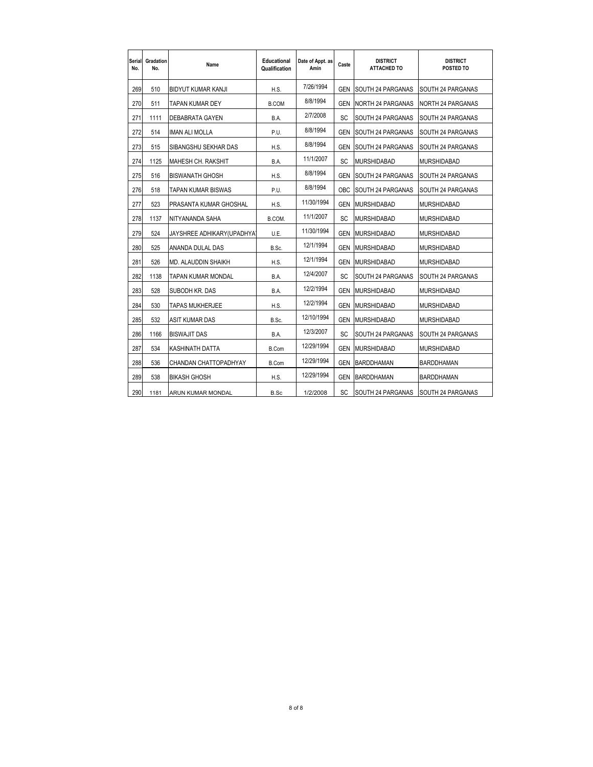| Serial No. | Gradation No. | Name | Educational Qualification | Date of Appt. as Amin | Caste | DISTRICT ATTACHED TO | DISTRICT POSTED TO |
|---|---|---|---|---|---|---|---|
| 269 | 510 | BIDYUT KUMAR KANJI | H.S. | 7/26/1994 | GEN | SOUTH 24 PARGANAS | SOUTH 24 PARGANAS |
| 270 | 511 | TAPAN KUMAR DEY | B.COM | 8/8/1994 | GEN | NORTH 24 PARGANAS | NORTH 24 PARGANAS |
| 271 | 1111 | DEBABRATA GAYEN | B.A. | 2/7/2008 | SC | SOUTH 24 PARGANAS | SOUTH 24 PARGANAS |
| 272 | 514 | IMAN ALI MOLLA | P.U. | 8/8/1994 | GEN | SOUTH 24 PARGANAS | SOUTH 24 PARGANAS |
| 273 | 515 | SIBANGSHU SEKHAR DAS | H.S. | 8/8/1994 | GEN | SOUTH 24 PARGANAS | SOUTH 24 PARGANAS |
| 274 | 1125 | MAHESH CH. RAKSHIT | B.A. | 11/1/2007 | SC | MURSHIDABAD | MURSHIDABAD |
| 275 | 516 | BISWANATH GHOSH | H.S. | 8/8/1994 | GEN | SOUTH 24 PARGANAS | SOUTH 24 PARGANAS |
| 276 | 518 | TAPAN KUMAR BISWAS | P.U. | 8/8/1994 | OBC | SOUTH 24 PARGANAS | SOUTH 24 PARGANAS |
| 277 | 523 | PRASANTA KUMAR GHOSHAL | H.S. | 11/30/1994 | GEN | MURSHIDABAD | MURSHIDABAD |
| 278 | 1137 | NITYANANDA SAHA | B.COM. | 11/1/2007 | SC | MURSHIDABAD | MURSHIDABAD |
| 279 | 524 | JAYSHREE ADHIKARY(UPADHYA | U.E. | 11/30/1994 | GEN | MURSHIDABAD | MURSHIDABAD |
| 280 | 525 | ANANDA DULAL DAS | B.Sc. | 12/1/1994 | GEN | MURSHIDABAD | MURSHIDABAD |
| 281 | 526 | MD. ALAUDDIN SHAIKH | H.S. | 12/1/1994 | GEN | MURSHIDABAD | MURSHIDABAD |
| 282 | 1138 | TAPAN KUMAR MONDAL | B.A. | 12/4/2007 | SC | SOUTH 24 PARGANAS | SOUTH 24 PARGANAS |
| 283 | 528 | SUBODH KR. DAS | B.A. | 12/2/1994 | GEN | MURSHIDABAD | MURSHIDABAD |
| 284 | 530 | TAPAS MUKHERJEE | H.S. | 12/2/1994 | GEN | MURSHIDABAD | MURSHIDABAD |
| 285 | 532 | ASIT KUMAR DAS | B.Sc. | 12/10/1994 | GEN | MURSHIDABAD | MURSHIDABAD |
| 286 | 1166 | BISWAJIT DAS | B.A. | 12/3/2007 | SC | SOUTH 24 PARGANAS | SOUTH 24 PARGANAS |
| 287 | 534 | KASHINATH DATTA | B.Com | 12/29/1994 | GEN | MURSHIDABAD | MURSHIDABAD |
| 288 | 536 | CHANDAN CHATTOPADHYAY | B.Com | 12/29/1994 | GEN | BARDDHAMAN | BARDDHAMAN |
| 289 | 538 | BIKASH GHOSH | H.S. | 12/29/1994 | GEN | BARDDHAMAN | BARDDHAMAN |
| 290 | 1181 | ARUN KUMAR MONDAL | B.Sc | 1/2/2008 | SC | SOUTH 24 PARGANAS | SOUTH 24 PARGANAS |